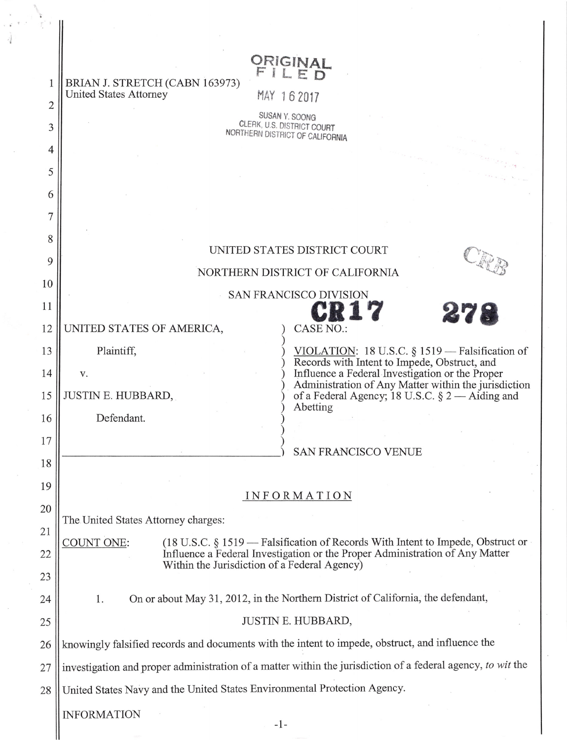BRIAN J. STRETCH (CABN 163973)
United States Attorney

ORIGINAL
FILED

MAY 16 2017

SUSAN Y. SOONG
CLERK, U.S. DISTRICT COURT
NORTHERN DISTRICT OF CALIFORNIA

UNITED STATES DISTRICT COURT

NORTHERN DISTRICT OF CALIFORNIA

SAN FRANCISCO DIVISION

CRB

| | |
|---|---|
| UNITED STATES OF AMERICA,<br><br>Plaintiff,<br><br>v.<br><br>JUSTIN E. HUBBARD,<br><br>Defendant. | CASE NO.: CR17 278<br><br>VIOLATION: 18 U.S.C. § 1519 — Falsification of Records with Intent to Impede, Obstruct, and Influence a Federal Investigation or the Proper Administration of Any Matter within the jurisdiction of a Federal Agency; 18 U.S.C. § 2 — Aiding and Abetting<br><br>SAN FRANCISCO VENUE |

## INFORMATION

The United States Attorney charges:

COUNT ONE: (18 U.S.C. § 1519 — Falsification of Records With Intent to Impede, Obstruct or Influence a Federal Investigation or the Proper Administration of Any Matter Within the Jurisdiction of a Federal Agency)

1. On or about May 31, 2012, in the Northern District of California, the defendant,

JUSTIN E. HUBBARD,

knowingly falsified records and documents with the intent to impede, obstruct, and influence the investigation and proper administration of a matter within the jurisdiction of a federal agency, *to wit* the United States Navy and the United States Environmental Protection Agency.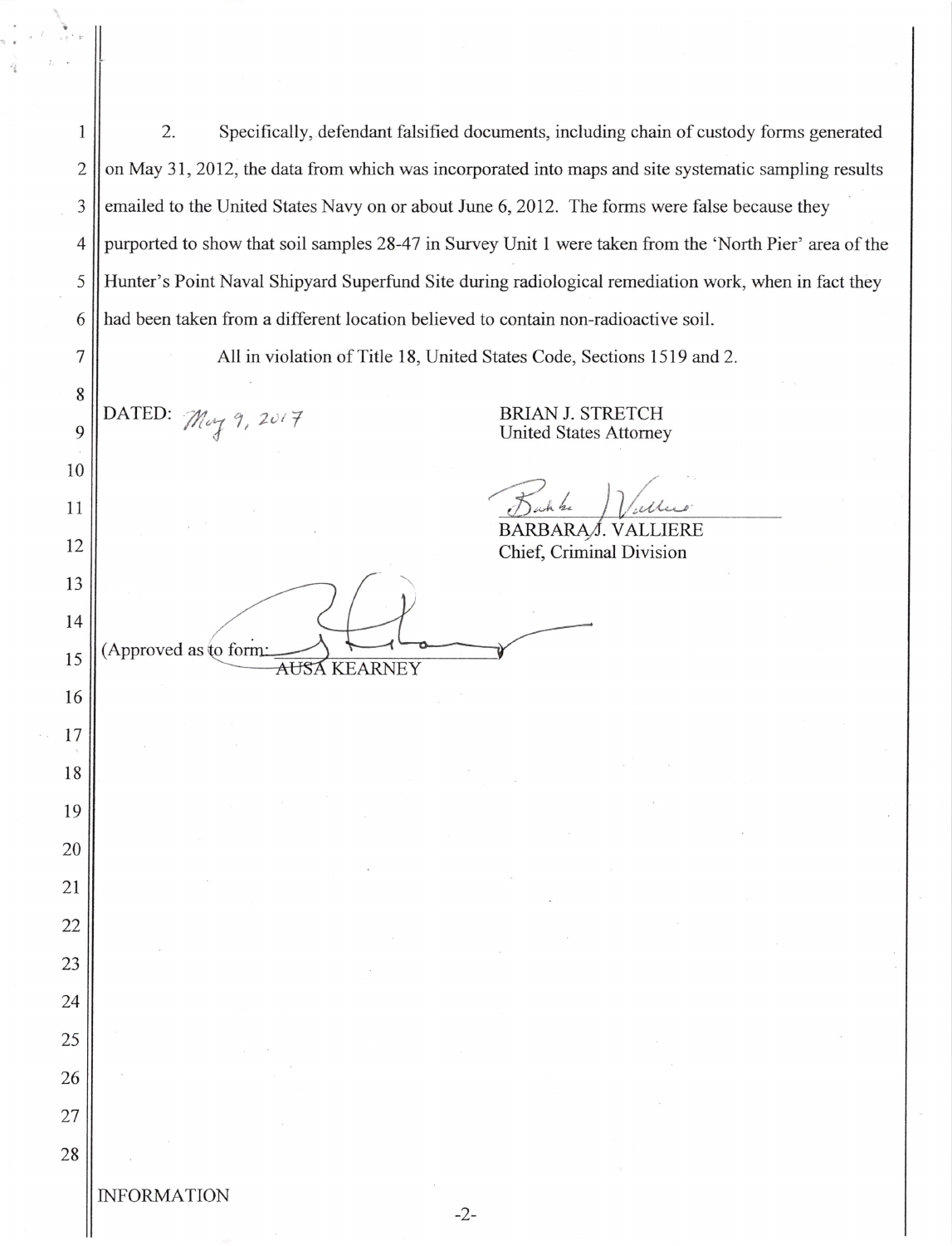2. Specifically, defendant falsified documents, including chain of custody forms generated on May 31, 2012, the data from which was incorporated into maps and site systematic sampling results emailed to the United States Navy on or about June 6, 2012. The forms were false because they purported to show that soil samples 28-47 in Survey Unit 1 were taken from the 'North Pier' area of the Hunter's Point Naval Shipyard Superfund Site during radiological remediation work, when in fact they had been taken from a different location believed to contain non-radioactive soil.

All in violation of Title 18, United States Code, Sections 1519 and 2.

DATED: May 9, 2017

BRIAN J. STRETCH
United States Attorney

BARBARA J. VALLIERE
Chief, Criminal Division

(Approved as to form: AUSA KEARNEY

INFORMATION